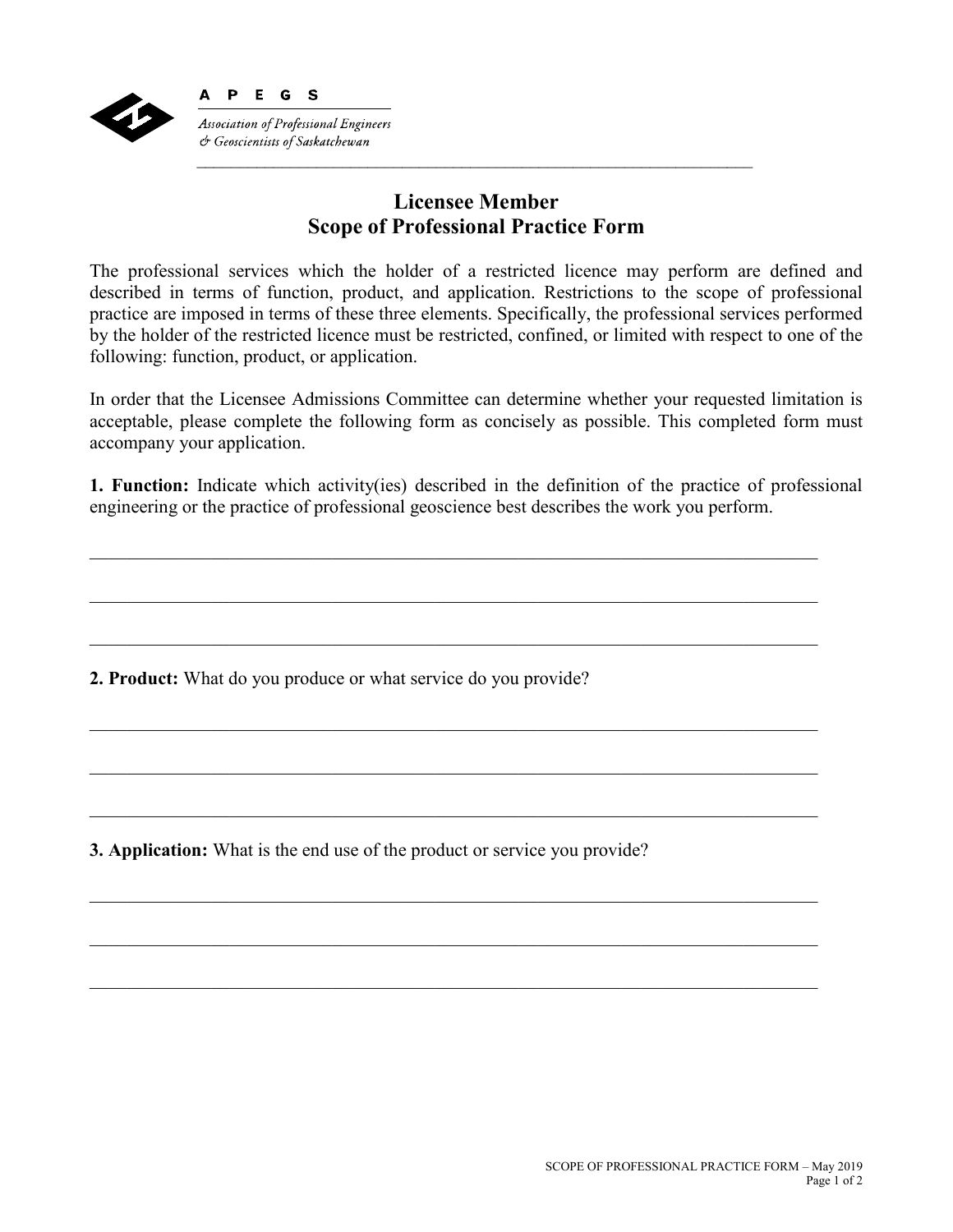**A P E G S**

*Association of Professional Engineers & Geoscientists of Saskatchewan*

# Licensee Member
# Scope of Professional Practice Form

The professional services which the holder of a restricted licence may perform are defined and described in terms of function, product, and application. Restrictions to the scope of professional practice are imposed in terms of these three elements. Specifically, the professional services performed by the holder of the restricted licence must be restricted, confined, or limited with respect to one of the following: function, product, or application.

In order that the Licensee Admissions Committee can determine whether your requested limitation is acceptable, please complete the following form as concisely as possible. This completed form must accompany your application.

**1. Function:** Indicate which activity(ies) described in the definition of the practice of professional engineering or the practice of professional geoscience best describes the work you perform.

______________________________________________________________________________

______________________________________________________________________________

______________________________________________________________________________

**2. Product:** What do you produce or what service do you provide?

______________________________________________________________________________

______________________________________________________________________________

______________________________________________________________________________

**3. Application:** What is the end use of the product or service you provide?

______________________________________________________________________________

______________________________________________________________________________

______________________________________________________________________________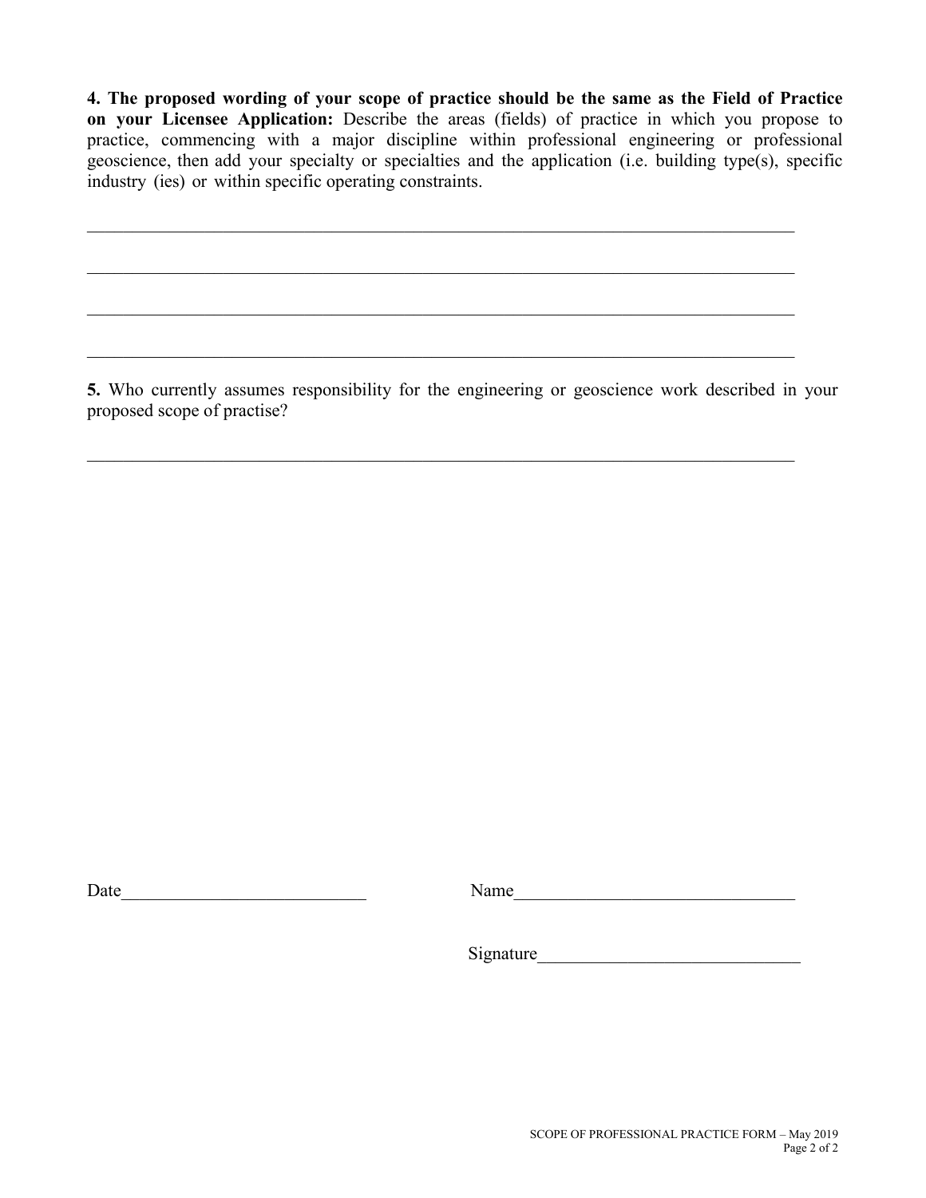**4. The proposed wording of your scope of practice should be the same as the Field of Practice on your Licensee Application:** Describe the areas (fields) of practice in which you propose to practice, commencing with a major discipline within professional engineering or professional geoscience, then add your specialty or specialties and the application (i.e. building type(s), specific industry (ies) or within specific operating constraints.

\_\_\_\_\_\_\_\_\_\_\_\_\_\_\_\_\_\_\_\_\_\_\_\_\_\_\_\_\_\_\_\_\_\_\_\_\_\_\_\_\_\_\_\_\_\_\_\_\_\_\_\_\_\_\_\_\_\_\_\_\_\_\_\_\_\_\_\_\_\_\_\_\_\_\_\_\_\_

\_\_\_\_\_\_\_\_\_\_\_\_\_\_\_\_\_\_\_\_\_\_\_\_\_\_\_\_\_\_\_\_\_\_\_\_\_\_\_\_\_\_\_\_\_\_\_\_\_\_\_\_\_\_\_\_\_\_\_\_\_\_\_\_\_\_\_\_\_\_\_\_\_\_\_\_\_\_

\_\_\_\_\_\_\_\_\_\_\_\_\_\_\_\_\_\_\_\_\_\_\_\_\_\_\_\_\_\_\_\_\_\_\_\_\_\_\_\_\_\_\_\_\_\_\_\_\_\_\_\_\_\_\_\_\_\_\_\_\_\_\_\_\_\_\_\_\_\_\_\_\_\_\_\_\_\_

\_\_\_\_\_\_\_\_\_\_\_\_\_\_\_\_\_\_\_\_\_\_\_\_\_\_\_\_\_\_\_\_\_\_\_\_\_\_\_\_\_\_\_\_\_\_\_\_\_\_\_\_\_\_\_\_\_\_\_\_\_\_\_\_\_\_\_\_\_\_\_\_\_\_\_\_\_\_

**5.** Who currently assumes responsibility for the engineering or geoscience work described in your proposed scope of practise?

\_\_\_\_\_\_\_\_\_\_\_\_\_\_\_\_\_\_\_\_\_\_\_\_\_\_\_\_\_\_\_\_\_\_\_\_\_\_\_\_\_\_\_\_\_\_\_\_\_\_\_\_\_\_\_\_\_\_\_\_\_\_\_\_\_\_\_\_\_\_\_\_\_\_\_\_\_\_

Date\_\_\_\_\_\_\_\_\_\_\_\_\_\_\_\_\_\_\_\_\_\_\_\_\_\_\_ Name\_\_\_\_\_\_\_\_\_\_\_\_\_\_\_\_\_\_\_\_\_\_\_\_\_\_\_\_\_\_\_

Signature\_\_\_\_\_\_\_\_\_\_\_\_\_\_\_\_\_\_\_\_\_\_\_\_\_\_\_\_\_

SCOPE OF PROFESSIONAL PRACTICE FORM – May 2019